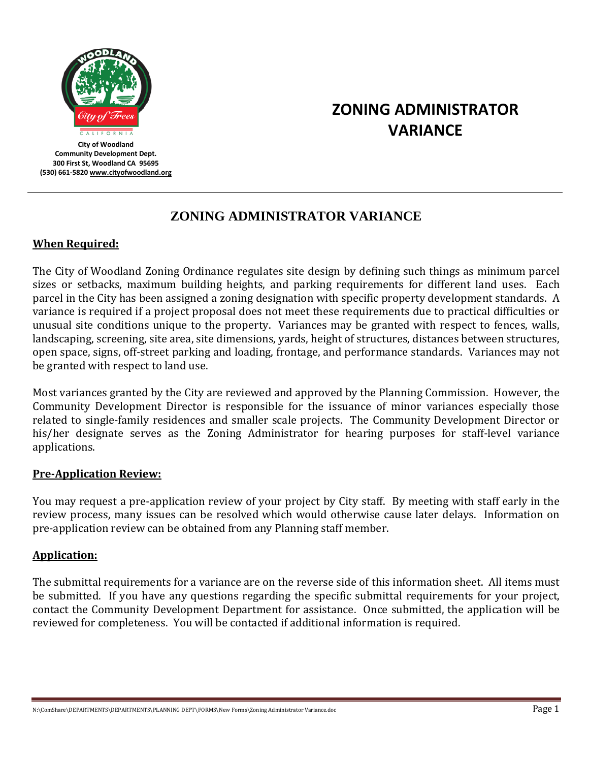City of Woodland
Community Development Dept.
300 First St, Woodland CA 95695
(530) 661-5820 www.cityofwoodland.org

# ZONING ADMINISTRATOR VARIANCE

## ZONING ADMINISTRATOR VARIANCE

**When Required:**

The City of Woodland Zoning Ordinance regulates site design by defining such things as minimum parcel sizes or setbacks, maximum building heights, and parking requirements for different land uses. Each parcel in the City has been assigned a zoning designation with specific property development standards. A variance is required if a project proposal does not meet these requirements due to practical difficulties or unusual site conditions unique to the property. Variances may be granted with respect to fences, walls, landscaping, screening, site area, site dimensions, yards, height of structures, distances between structures, open space, signs, off-street parking and loading, frontage, and performance standards. Variances may not be granted with respect to land use.

Most variances granted by the City are reviewed and approved by the Planning Commission. However, the Community Development Director is responsible for the issuance of minor variances especially those related to single-family residences and smaller scale projects. The Community Development Director or his/her designate serves as the Zoning Administrator for hearing purposes for staff-level variance applications.

**Pre-Application Review:**

You may request a pre-application review of your project by City staff. By meeting with staff early in the review process, many issues can be resolved which would otherwise cause later delays. Information on pre-application review can be obtained from any Planning staff member.

**Application:**

The submittal requirements for a variance are on the reverse side of this information sheet. All items must be submitted. If you have any questions regarding the specific submittal requirements for your project, contact the Community Development Department for assistance. Once submitted, the application will be reviewed for completeness. You will be contacted if additional information is required.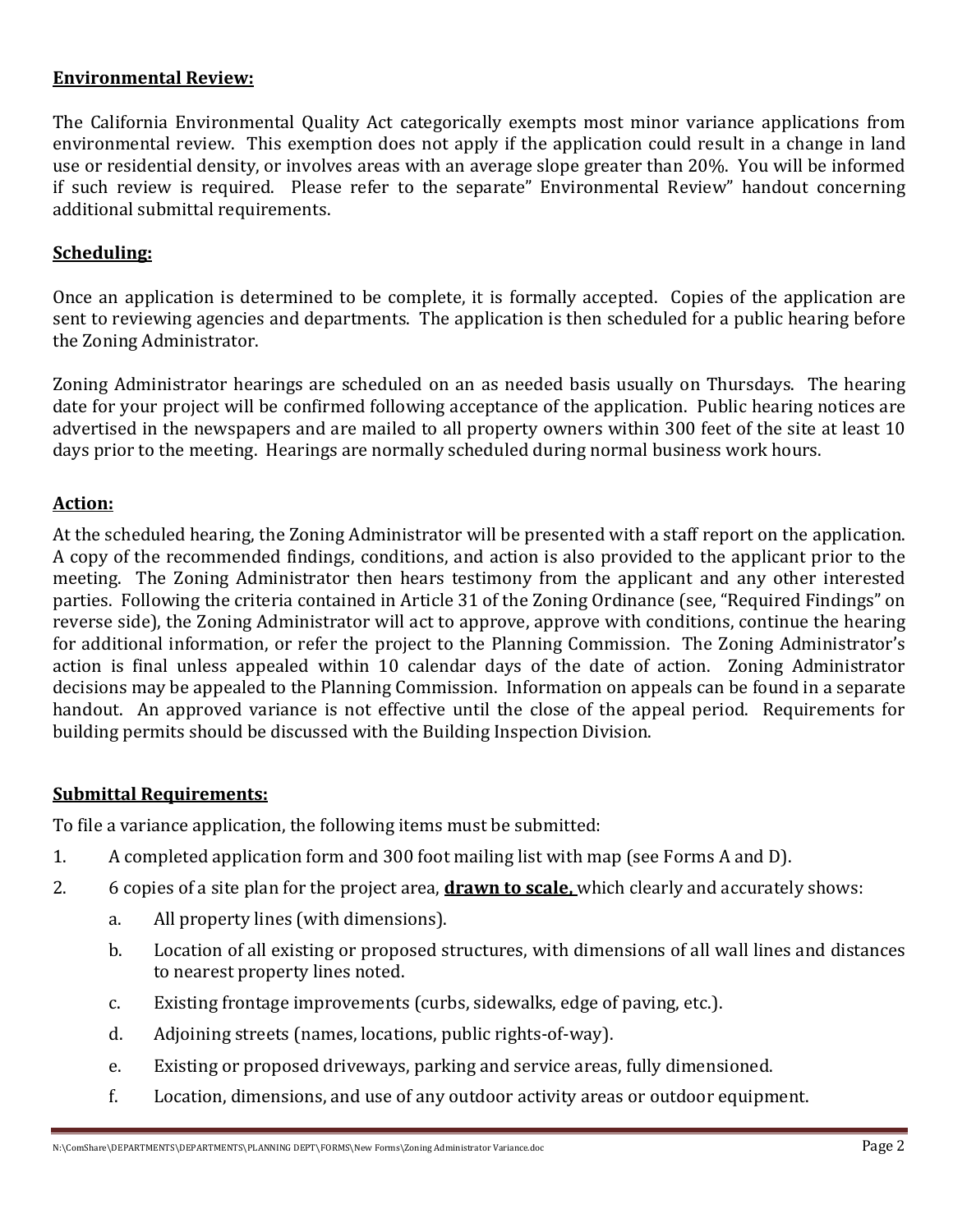**Environmental Review:**

The California Environmental Quality Act categorically exempts most minor variance applications from environmental review. This exemption does not apply if the application could result in a change in land use or residential density, or involves areas with an average slope greater than 20%. You will be informed if such review is required. Please refer to the separate" Environmental Review" handout concerning additional submittal requirements.

**Scheduling:**

Once an application is determined to be complete, it is formally accepted. Copies of the application are sent to reviewing agencies and departments. The application is then scheduled for a public hearing before the Zoning Administrator.

Zoning Administrator hearings are scheduled on an as needed basis usually on Thursdays. The hearing date for your project will be confirmed following acceptance of the application. Public hearing notices are advertised in the newspapers and are mailed to all property owners within 300 feet of the site at least 10 days prior to the meeting. Hearings are normally scheduled during normal business work hours.

**Action:**

At the scheduled hearing, the Zoning Administrator will be presented with a staff report on the application. A copy of the recommended findings, conditions, and action is also provided to the applicant prior to the meeting. The Zoning Administrator then hears testimony from the applicant and any other interested parties. Following the criteria contained in Article 31 of the Zoning Ordinance (see, "Required Findings" on reverse side), the Zoning Administrator will act to approve, approve with conditions, continue the hearing for additional information, or refer the project to the Planning Commission. The Zoning Administrator's action is final unless appealed within 10 calendar days of the date of action. Zoning Administrator decisions may be appealed to the Planning Commission. Information on appeals can be found in a separate handout. An approved variance is not effective until the close of the appeal period. Requirements for building permits should be discussed with the Building Inspection Division.

**Submittal Requirements:**

To file a variance application, the following items must be submitted:

1. A completed application form and 300 foot mailing list with map (see Forms A and D).
2. 6 copies of a site plan for the project area, **drawn to scale,** which clearly and accurately shows:
   a. All property lines (with dimensions).
   b. Location of all existing or proposed structures, with dimensions of all wall lines and distances to nearest property lines noted.
   c. Existing frontage improvements (curbs, sidewalks, edge of paving, etc.).
   d. Adjoining streets (names, locations, public rights-of-way).
   e. Existing or proposed driveways, parking and service areas, fully dimensioned.
   f. Location, dimensions, and use of any outdoor activity areas or outdoor equipment.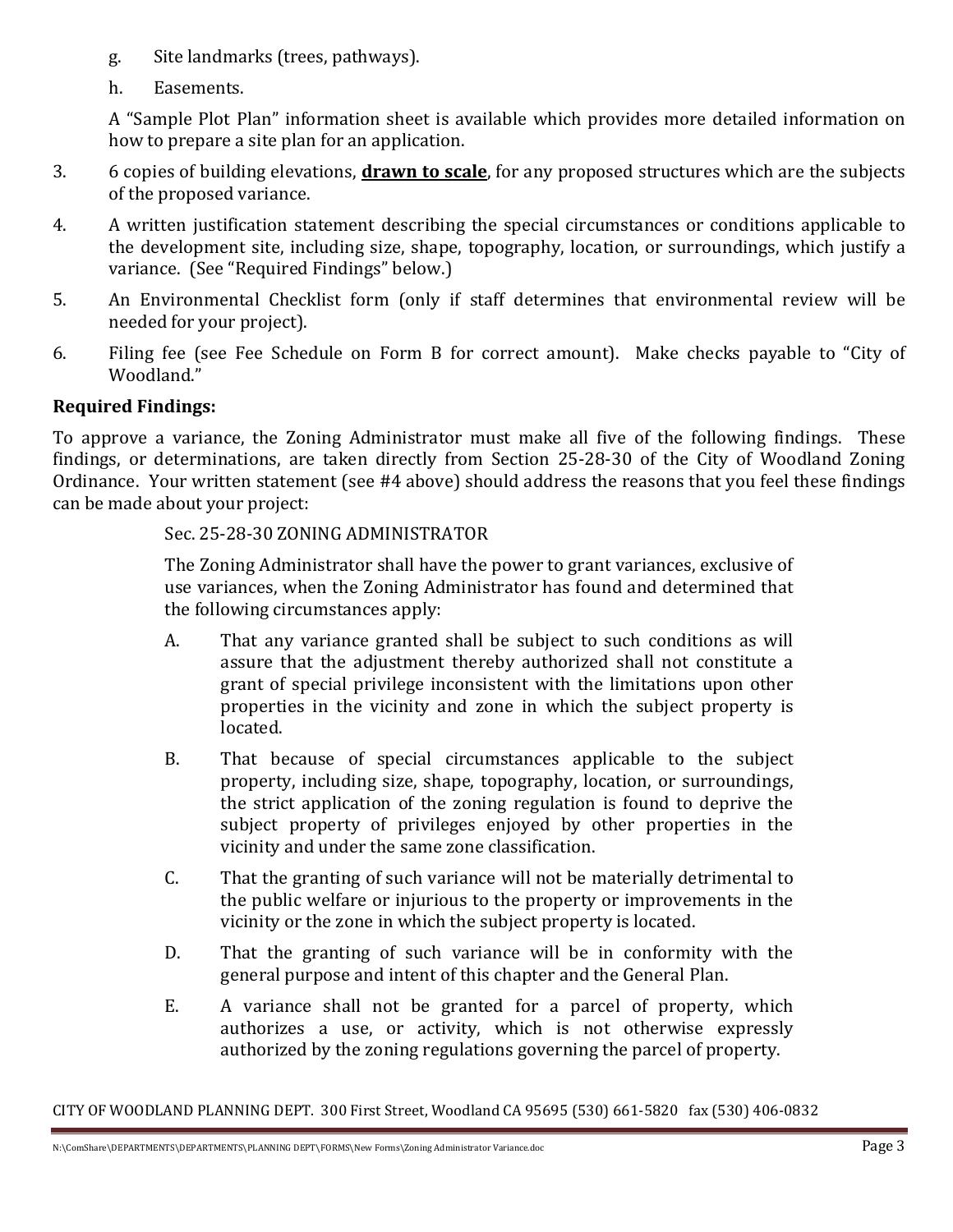g. Site landmarks (trees, pathways).

h. Easements.

A "Sample Plot Plan" information sheet is available which provides more detailed information on how to prepare a site plan for an application.

3. 6 copies of building elevations, **drawn to scale**, for any proposed structures which are the subjects of the proposed variance.

4. A written justification statement describing the special circumstances or conditions applicable to the development site, including size, shape, topography, location, or surroundings, which justify a variance. (See "Required Findings" below.)

5. An Environmental Checklist form (only if staff determines that environmental review will be needed for your project).

6. Filing fee (see Fee Schedule on Form B for correct amount). Make checks payable to "City of Woodland."

**Required Findings:**

To approve a variance, the Zoning Administrator must make all five of the following findings. These findings, or determinations, are taken directly from Section 25-28-30 of the City of Woodland Zoning Ordinance. Your written statement (see #4 above) should address the reasons that you feel these findings can be made about your project:

> Sec. 25-28-30 ZONING ADMINISTRATOR
>
> The Zoning Administrator shall have the power to grant variances, exclusive of use variances, when the Zoning Administrator has found and determined that the following circumstances apply:
>
> A. That any variance granted shall be subject to such conditions as will assure that the adjustment thereby authorized shall not constitute a grant of special privilege inconsistent with the limitations upon other properties in the vicinity and zone in which the subject property is located.
>
> B. That because of special circumstances applicable to the subject property, including size, shape, topography, location, or surroundings, the strict application of the zoning regulation is found to deprive the subject property of privileges enjoyed by other properties in the vicinity and under the same zone classification.
>
> C. That the granting of such variance will not be materially detrimental to the public welfare or injurious to the property or improvements in the vicinity or the zone in which the subject property is located.
>
> D. That the granting of such variance will be in conformity with the general purpose and intent of this chapter and the General Plan.
>
> E. A variance shall not be granted for a parcel of property, which authorizes a use, or activity, which is not otherwise expressly authorized by the zoning regulations governing the parcel of property.